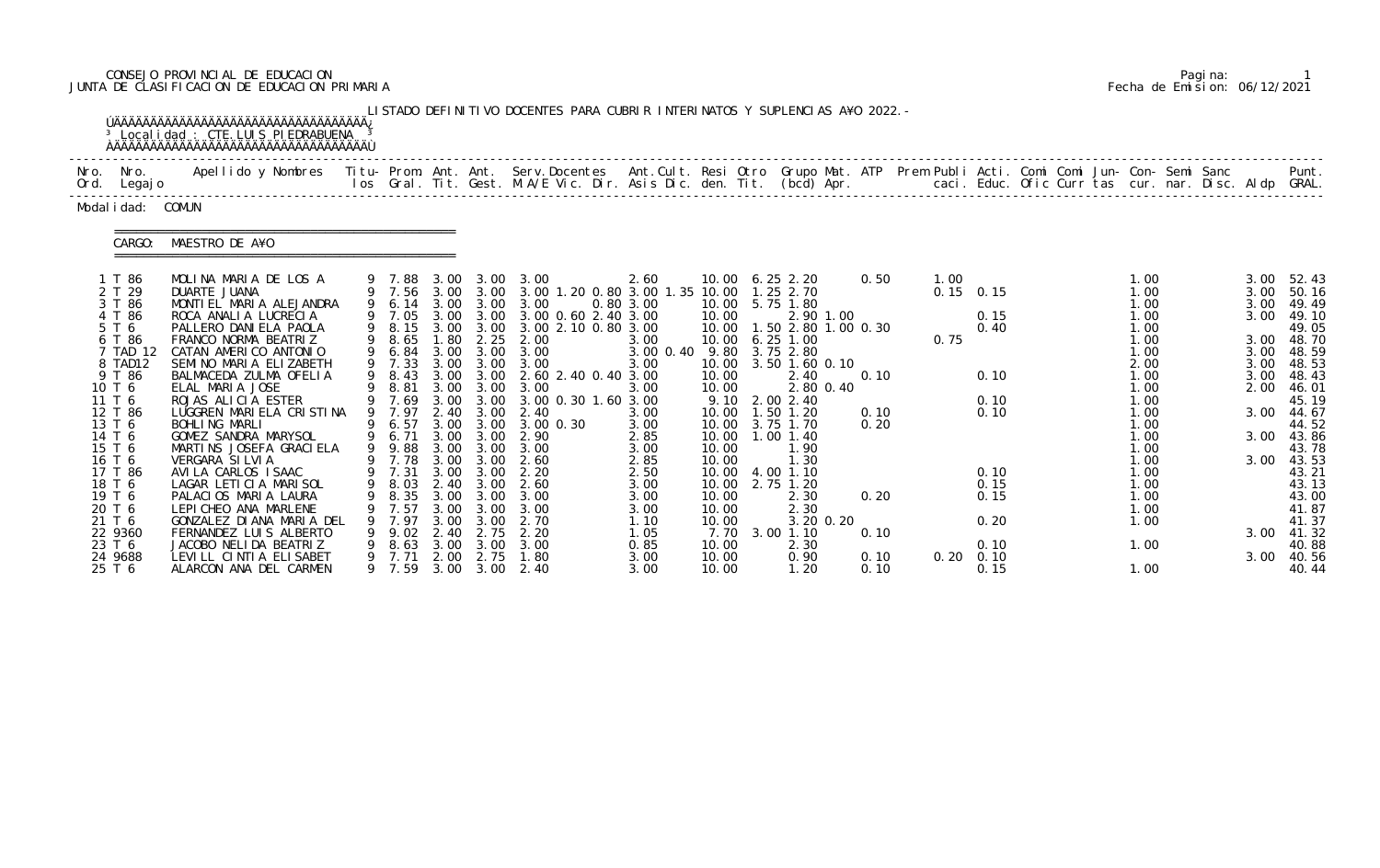CONSEJO PROVINCIAL DE EDUCACION
JUNTA DE CLASIFICACION DE EDUCACION PRIMARIA

Fecha de Emision: 06/12/2021

LISTADO DEFINITIVO DOCENTES PARA CUBRIR INTERINATOS Y SUPLENCIAS A¥O 2022.-

Localidad : CTE.LUIS PIEDRABUENA

Modalidad: COMUN

CARGO: MAESTRO DE A¥O

| Nro. Ord. | Nro. Legajo | Apellido y Nombres | Titu-los | Prom. Gral. | Ant. Tit. | Ant. Gest. | Serv.Docentes M.A/E Vic. Dir. | Ant.Cult. Asis Dic. | Resi den. | Otro Tit. | Grupo Mat. (bcd) | ATP Apr. | Prem Publi caci. | Acti. Educ. | Comi Ofic | Comi Curr | Jun-tas | Con-cur. | Semi nar. | Sanc Disc. | Aldp | Punt. GRAL. |
|---|---|---|---|---|---|---|---|---|---|---|---|---|---|---|---|---|---|---|---|---|---|---|
| 1 | T 86 | MOLINA MARIA DE LOS A | 9 | 7.88 | 3.00 | 3.00 | 3.00 | 2.60 | 10.00 | 6.25 | 2.20 | 0.50 | 1.00 | | | | | 1.00 | | | 3.00 | 52.43 |
| 2 | T 29 | DUARTE JUANA | 9 | 7.56 | 3.00 | 3.00 | 3.00 1.20 0.80 3.00 | 1.35 | 10.00 | 1.25 | 2.70 | | 0.15 | 0.15 | | | | 1.00 | | | 3.00 | 50.16 |
| 3 | T 86 | MONTIEL MARIA ALEJANDRA | 9 | 6.14 | 3.00 | 3.00 | 3.00 | 0.80 3.00 | 10.00 | 5.75 | 1.80 | | | | | | | 1.00 | | | 3.00 | 49.49 |
| 4 | T 86 | ROCA ANALIA LUCRECIA | 9 | 7.05 | 3.00 | 3.00 | 3.00 0.60 2.40 | 3.00 | 10.00 | | 2.90 1.00 | | | 0.15 | | | | 1.00 | | | 3.00 | 49.10 |
| 5 | T 6 | PALLERO DANIELA PAOLA | 9 | 8.15 | 3.00 | 3.00 | 3.00 2.10 0.80 | 3.00 | 10.00 | 1.50 | 2.80 1.00 0.30 | | | 0.40 | | | | 1.00 | | | | 49.05 |
| 6 | T 86 | FRANCO NORMA BEATRIZ | 9 | 8.65 | 1.80 | 2.25 | 2.00 | 3.00 | 10.00 | 6.25 | 1.00 | | 0.75 | | | | | 1.00 | | | 3.00 | 48.70 |
| 7 | TAD 12 | CATAN AMERICO ANTONIO | 9 | 6.84 | 3.00 | 3.00 | 3.00 | 3.00 0.40 | 9.80 | 3.75 | 2.80 | | | | | | | 1.00 | | | 3.00 | 48.59 |
| 8 | TAD12 | SEMINO MARIA ELIZABETH | 9 | 7.33 | 3.00 | 3.00 | 3.00 | 3.00 | 10.00 | 3.50 | 1.60 0.10 | | | | | | | 2.00 | | | 3.00 | 48.53 |
| 9 | T 86 | BALMACEDA ZULMA OFELIA | 9 | 8.43 | 3.00 | 3.00 | 2.60 2.40 0.40 | 3.00 | 10.00 | | 2.40 | 0.10 | | 0.10 | | | | 1.00 | | | 3.00 | 48.43 |
| 10 | T 6 | ELAL MARIA JOSE | 9 | 8.81 | 3.00 | 3.00 | 3.00 | 3.00 | 10.00 | | 2.80 0.40 | | | | | | | 1.00 | | | 2.00 | 46.01 |
| 11 | T 6 | ROJAS ALICIA ESTER | 9 | 7.69 | 3.00 | 3.00 | 3.00 0.30 1.60 | 3.00 | 9.10 | 2.00 | 2.40 | | | 0.10 | | | | 1.00 | | | | 45.19 |
| 12 | T 86 | LUGGREN MARIELA CRISTINA | 9 | 7.97 | 2.40 | 3.00 | 2.40 | 3.00 | 10.00 | 1.50 | 1.20 | 0.10 | | 0.10 | | | | 1.00 | | | 3.00 | 44.67 |
| 13 | T 6 | BOHLING MARLI | 9 | 6.57 | 3.00 | 3.00 | 3.00 0.30 | 3.00 | 10.00 | 3.75 | 1.70 | 0.20 | | | | | | 1.00 | | | | 44.52 |
| 14 | T 6 | GOMEZ SANDRA MARYSOL | 9 | 6.71 | 3.00 | 3.00 | 2.90 | 2.85 | 10.00 | 1.00 | 1.40 | | | | | | | 1.00 | | | 3.00 | 43.86 |
| 15 | T 6 | MARTINS JOSEFA GRACIELA | 9 | 9.88 | 3.00 | 3.00 | 3.00 | 3.00 | 10.00 | | 1.90 | | | | | | | 1.00 | | | | 43.78 |
| 16 | T 6 | VERGARA SILVIA | 9 | 7.78 | 3.00 | 3.00 | 2.60 | 2.85 | 10.00 | | 1.30 | | | | | | | 1.00 | | | 3.00 | 43.53 |
| 17 | T 86 | AVILA CARLOS ISAAC | 9 | 7.31 | 3.00 | 3.00 | 2.20 | 2.50 | 10.00 | 4.00 | 1.10 | | | 0.10 | | | | 1.00 | | | | 43.21 |
| 18 | T 6 | LAGAR LETICIA MARISOL | 9 | 8.03 | 2.40 | 3.00 | 2.60 | 3.00 | 10.00 | 2.75 | 1.20 | | | 0.15 | | | | 1.00 | | | | 43.13 |
| 19 | T 6 | PALACIOS MARIA LAURA | 9 | 8.35 | 3.00 | 3.00 | 3.00 | 3.00 | 10.00 | | 2.30 | 0.20 | | 0.15 | | | | 1.00 | | | | 43.00 |
| 20 | T 6 | LEPICHEO ANA MARLENE | 9 | 7.57 | 3.00 | 3.00 | 3.00 | 3.00 | 10.00 | | 2.30 | | | | | | | 1.00 | | | | 41.87 |
| 21 | T 6 | GONZALEZ DIANA MARIA DEL | 9 | 7.97 | 3.00 | 3.00 | 2.70 | 1.10 | 10.00 | | 3.20 0.20 | | | 0.20 | | | | 1.00 | | | | 41.37 |
| 22 | 9360 | FERNANDEZ LUIS ALBERTO | 9 | 9.02 | 2.40 | 2.75 | 2.20 | 1.05 | 7.70 | 3.00 | 1.10 | 0.10 | | | | | | | | | 3.00 | 41.32 |
| 23 | T 6 | JACOBO NELIDA BEATRIZ | 9 | 8.63 | 3.00 | 3.00 | 3.00 | 0.85 | 10.00 | | 2.30 | | | 0.10 | | | | 1.00 | | | | 40.88 |
| 24 | 9688 | LEVILL CINTIA ELISABET | 9 | 7.71 | 2.00 | 2.75 | 1.80 | 3.00 | 10.00 | | 0.90 | 0.10 | 0.20 | 0.10 | | | | | | | 3.00 | 40.56 |
| 25 | T 6 | ALARCON ANA DEL CARMEN | 9 | 7.59 | 3.00 | 3.00 | 2.40 | 3.00 | 10.00 | | 1.20 | 0.10 | | 0.15 | | | | 1.00 | | | | 40.44 |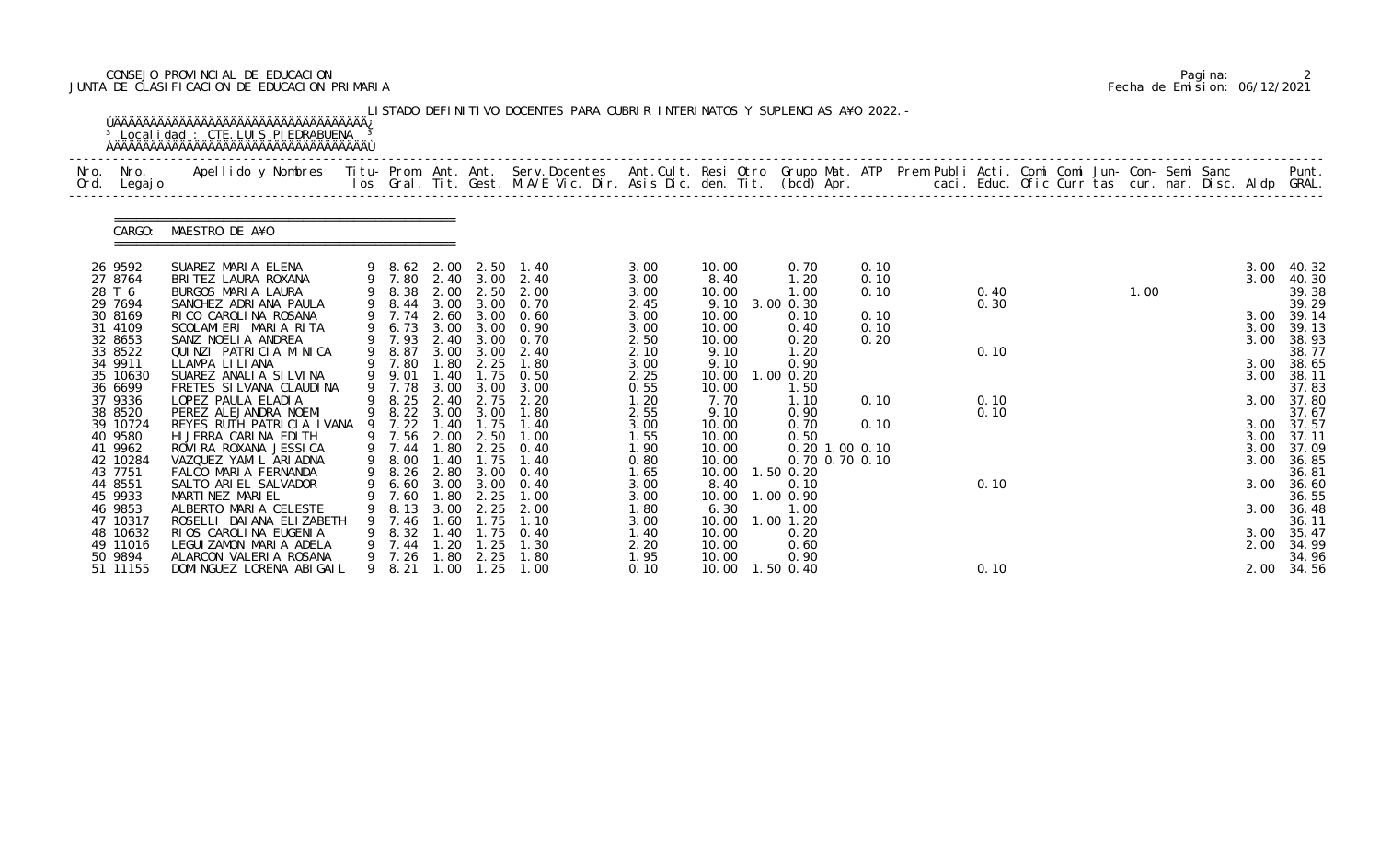CONSEJO PROVINCIAL DE EDUCACION
JUNTA DE CLASIFICACION DE EDUCACION PRIMARIA

Fecha de Emision: 06/12/2021

LISTADO DEFINITIVO DOCENTES PARA CUBRIR INTERINATOS Y SUPLENCIAS A¥O 2022.-

Localidad : CTE.LUIS PIEDRABUENA

CARGO: MAESTRO DE A¥O

| Nro. Ord. | Nro. Legajo | Apellido y Nombres | Titu-los | Prom. Gral. | Ant. Tit. | Ant. Gest. | Serv.Docentes M.A/E Vic. Dir. | Ant.Cult. Asis Dic. | Resi den. | Otro Tit. | Grupo Mat. (bcd) | ATP Apr. | Prem Publi caci. | Acti. Educ. | Comi Ofic | Comi Curr | Jun-tas | Con-cur. | Semi nar. | Sanc Disc. | Aldp | Punt. GRAL. |
|---|---|---|---|---|---|---|---|---|---|---|---|---|---|---|---|---|---|---|---|---|---|---|
| 26 | 9592 | SUAREZ MARIA ELENA | 9 | 8.62 | 2.00 | 2.50 | 1.40 | 3.00 | 10.00 | | 0.70 | 0.10 | | | | | | | | | 3.00 | 40.32 |
| 27 | 8764 | BRITEZ LAURA ROXANA | 9 | 7.80 | 2.40 | 3.00 | 2.40 | 3.00 | 8.40 | | 1.20 | 0.10 | | | | | | | | | 3.00 | 40.30 |
| 28 | T 6 | BURGOS MARIA LAURA | 9 | 8.38 | 2.00 | 2.50 | 2.00 | 3.00 | 10.00 | | 1.00 | 0.10 | | 0.40 | | | 1.00 | | | | | 39.38 |
| 29 | 7694 | SANCHEZ ADRIANA PAULA | 9 | 8.44 | 3.00 | 3.00 | 0.70 | 2.45 | 9.10 | 3.00 | 0.30 | | | 0.30 | | | | | | | | 39.29 |
| 30 | 8169 | RICO CAROLINA ROSANA | 9 | 7.74 | 2.60 | 3.00 | 0.60 | 3.00 | 10.00 | | 0.10 | 0.10 | | | | | | | | | 3.00 | 39.14 |
| 31 | 4109 | SCOLAMIERI MARIA RITA | 9 | 6.73 | 3.00 | 3.00 | 0.90 | 3.00 | 10.00 | | 0.40 | 0.10 | | | | | | | | | 3.00 | 39.13 |
| 32 | 8653 | SANZ NOELIA ANDREA | 9 | 7.93 | 2.40 | 3.00 | 0.70 | 2.50 | 10.00 | | 0.20 | 0.20 | | | | | | | | | 3.00 | 38.93 |
| 33 | 8522 | QUINZI PATRICIA MONICA | 9 | 8.87 | 3.00 | 3.00 | 2.40 | 2.10 | 9.10 | | 1.20 | | | 0.10 | | | | | | | | 38.77 |
| 34 | 9911 | LLAMPA LILIANA | 9 | 7.80 | 1.80 | 2.25 | 1.80 | 3.00 | 9.10 | | 0.90 | | | | | | | | | | 3.00 | 38.65 |
| 35 | 10630 | SUAREZ ANALIA SILVINA | 9 | 9.01 | 1.40 | 1.75 | 0.50 | 2.25 | 10.00 | 1.00 | 0.20 | | | | | | | | | | 3.00 | 38.11 |
| 36 | 6699 | FRETES SILVANA CLAUDINA | 9 | 7.78 | 3.00 | 3.00 | 3.00 | 0.55 | 10.00 | | 1.50 | | | | | | | | | | | 37.83 |
| 37 | 9336 | LOPEZ PAULA ELADIA | 9 | 8.25 | 2.40 | 2.75 | 2.20 | 1.20 | 7.70 | | 1.10 | 0.10 | | 0.10 | | | | | | | 3.00 | 37.80 |
| 38 | 8520 | PEREZ ALEJANDRA NOEMI | 9 | 8.22 | 3.00 | 3.00 | 1.80 | 2.55 | 9.10 | | 0.90 | | | 0.10 | | | | | | | | 37.67 |
| 39 | 10724 | REYES RUTH PATRICIA IVANA | 9 | 7.22 | 1.40 | 1.75 | 1.40 | 3.00 | 10.00 | | 0.70 | 0.10 | | | | | | | | | 3.00 | 37.57 |
| 40 | 9580 | HIJERRA CARINA EDITH | 9 | 7.56 | 2.00 | 2.50 | 1.00 | 1.55 | 10.00 | | 0.50 | | | | | | | | | | 3.00 | 37.11 |
| 41 | 9962 | ROVIRA ROXANA JESSICA | 9 | 7.44 | 1.80 | 2.25 | 0.40 | 1.90 | 10.00 | | 0.20 | 1.00 0.10 | | | | | | | | | 3.00 | 37.09 |
| 42 | 10284 | VAZQUEZ YAMIL ARIADNA | 9 | 8.00 | 1.40 | 1.75 | 1.40 | 0.80 | 10.00 | | 0.70 | 0.70 0.10 | | | | | | | | | 3.00 | 36.85 |
| 43 | 7751 | FALCO MARIA FERNANDA | 9 | 8.26 | 2.80 | 3.00 | 0.40 | 1.65 | 10.00 | 1.50 | 0.20 | | | | | | | | | | | 36.81 |
| 44 | 8551 | SALTO ARIEL SALVADOR | 9 | 6.60 | 3.00 | 3.00 | 0.40 | 3.00 | 8.40 | | 0.10 | | | 0.10 | | | | | | | 3.00 | 36.60 |
| 45 | 9933 | MARTINEZ MARIEL | 9 | 7.60 | 1.80 | 2.25 | 1.00 | 3.00 | 10.00 | 1.00 | 0.90 | | | | | | | | | | | 36.55 |
| 46 | 9853 | ALBERTO MARIA CELESTE | 9 | 8.13 | 3.00 | 2.25 | 2.00 | 1.80 | 6.30 | | 1.00 | | | | | | | | | | 3.00 | 36.48 |
| 47 | 10317 | ROSELLI DAIANA ELIZABETH | 9 | 7.46 | 1.60 | 1.75 | 1.10 | 3.00 | 10.00 | 1.00 | 1.20 | | | | | | | | | | | 36.11 |
| 48 | 10632 | RIOS CAROLINA EUGENIA | 9 | 8.32 | 1.40 | 1.75 | 0.40 | 1.40 | 10.00 | | 0.20 | | | | | | | | | | 3.00 | 35.47 |
| 49 | 11016 | LEGUIZAMON MARIA ADELA | 9 | 7.44 | 1.20 | 1.25 | 1.30 | 2.20 | 10.00 | | 0.60 | | | | | | | | | | 2.00 | 34.99 |
| 50 | 9894 | ALARCON VALERIA ROSANA | 9 | 7.26 | 1.80 | 2.25 | 1.80 | 1.95 | 10.00 | | 0.90 | | | | | | | | | | | 34.96 |
| 51 | 11155 | DOMINGUEZ LORENA ABIGAIL | 9 | 8.21 | 1.00 | 1.25 | 1.00 | 0.10 | 10.00 | 1.50 | 0.40 | | | 0.10 | | | | | | | 2.00 | 34.56 |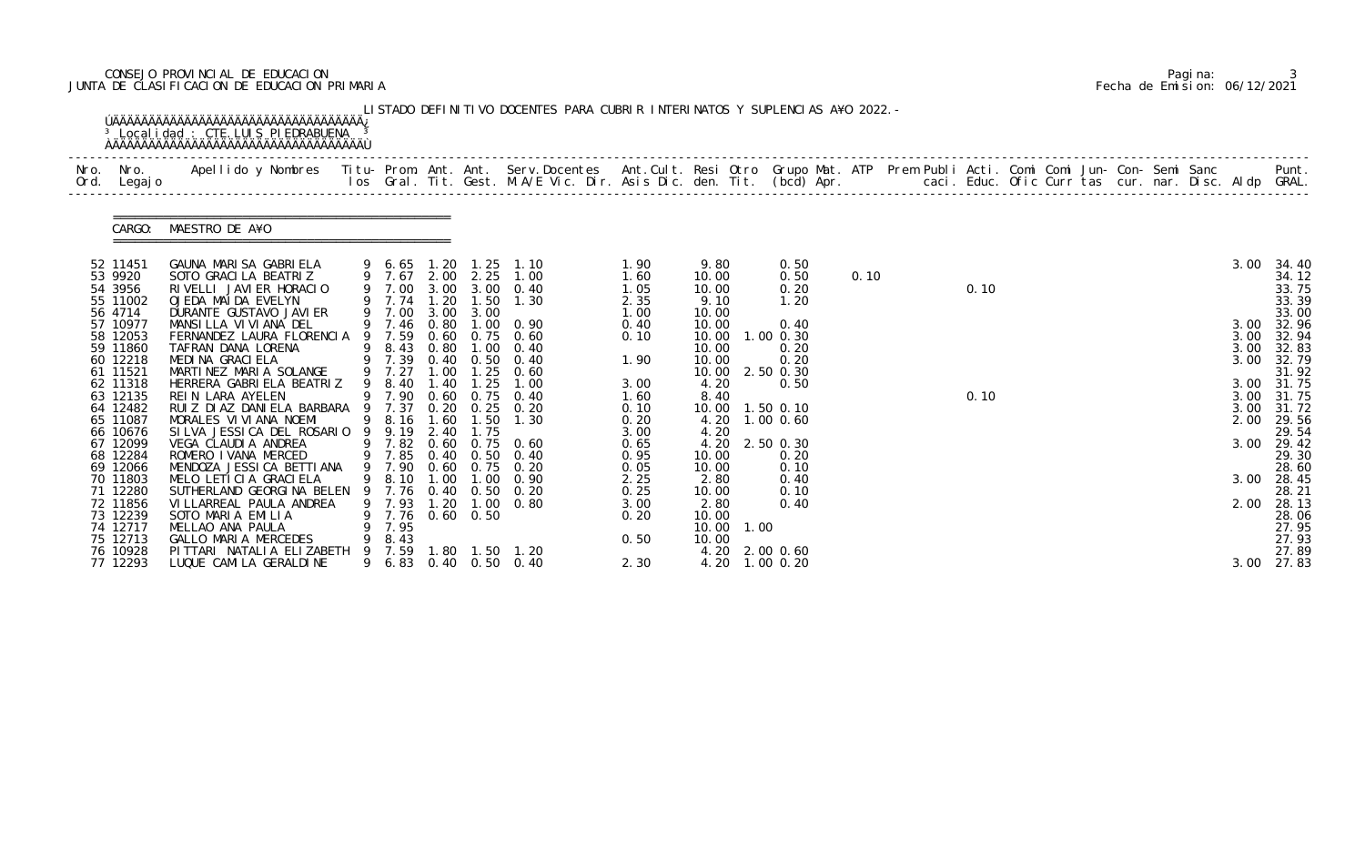CONSEJO PROVINCIAL DE EDUCACION
JUNTA DE CLASIFICACION DE EDUCACION PRIMARIA

Pagina: 3
Fecha de Emision: 06/12/2021

LISTADO DEFINITIVO DOCENTES PARA CUBRIR INTERINATOS Y SUPLENCIAS A¥O 2022.-

Localidad : CTE. LUIS PIEDRABUENA

CARGO: MAESTRO DE A¥O

| Nro. Ord. | Nro. Legajo | Apellido y Nombres | Titu-los | Prom. Gral. | Ant. Tit. | Ant. Gest. | Serv.Docentes M.A/E Vic. Dir. | Ant.Cult. Asis Dic. | Resi den. | Otro Tit. | Grupo Mat. (bcd) | ATP Apr. | Prem Publi caci. | Acti. Educ. | Comi Ofic | Comi Curr | Jun-tas | Con-cur. | Semi nar. | Sanc Disc. | Aldp | Punt. GRAL. |
|---|---|---|---|---|---|---|---|---|---|---|---|---|---|---|---|---|---|---|---|---|---|---|
| 52 | 11451 | GAUNA MARISA GABRIELA | 9 | 6.65 | 1.20 | 1.25 | 1.10 | 1.90 | 9.80 | | 0.50 | | | | | | | | | | 3.00 | 34.40 |
| 53 | 9920 | SOTO GRACILA BEATRIZ | 9 | 7.67 | 2.00 | 2.25 | 1.00 | 1.60 | 10.00 | | 0.50 | 0.10 | | | | | | | | | | 34.12 |
| 54 | 3956 | RIVELLI JAVIER HORACIO | 9 | 7.00 | 3.00 | 3.00 | 0.40 | 1.05 | 10.00 | | 0.20 | | | 0.10 | | | | | | | | 33.75 |
| 55 | 11002 | OJEDA MAIDA EVELYN | 9 | 7.74 | 1.20 | 1.50 | 1.30 | 2.35 | 9.10 | | 1.20 | | | | | | | | | | | 33.39 |
| 56 | 4714 | DURANTE GUSTAVO JAVIER | 9 | 7.00 | 3.00 | 3.00 | | 1.00 | 10.00 | | | | | | | | | | | | | 33.00 |
| 57 | 10977 | MANSILLA VIVIANA DEL | 9 | 7.46 | 0.80 | 1.00 | 0.90 | 0.40 | 10.00 | | 0.40 | | | | | | | | | | 3.00 | 32.96 |
| 58 | 12053 | FERNANDEZ LAURA FLORENCIA | 9 | 7.59 | 0.60 | 0.75 | 0.60 | 0.10 | 10.00 | 1.00 | 0.30 | | | | | | | | | | 3.00 | 32.94 |
| 59 | 11860 | TAFRAN DANA LORENA | 9 | 8.43 | 0.80 | 1.00 | 0.40 | | 10.00 | | 0.20 | | | | | | | | | | 3.00 | 32.83 |
| 60 | 12218 | MEDINA GRACIELA | 9 | 7.39 | 0.40 | 0.50 | 0.40 | 1.90 | 10.00 | | 0.20 | | | | | | | | | | 3.00 | 32.79 |
| 61 | 11521 | MARTINEZ MARIA SOLANGE | 9 | 7.27 | 1.00 | 1.25 | 0.60 | | 10.00 | 2.50 | 0.30 | | | | | | | | | | | 31.92 |
| 62 | 11318 | HERRERA GABRIELA BEATRIZ | 9 | 8.40 | 1.40 | 1.25 | 1.00 | 3.00 | 4.20 | | 0.50 | | | | | | | | | | 3.00 | 31.75 |
| 63 | 12135 | REIN LARA AYELEN | 9 | 7.90 | 0.60 | 0.75 | 0.40 | 1.60 | 8.40 | | | | | 0.10 | | | | | | | 3.00 | 31.75 |
| 64 | 12482 | RUIZ DIAZ DANIELA BARBARA | 9 | 7.37 | 0.20 | 0.25 | 0.20 | 0.10 | 10.00 | 1.50 | 0.10 | | | | | | | | | | 3.00 | 31.72 |
| 65 | 11087 | MORALES VIVIANA NOEMI | 9 | 8.16 | 1.60 | 1.50 | 1.30 | 0.20 | 4.20 | 1.00 | 0.60 | | | | | | | | | | 2.00 | 29.56 |
| 66 | 10676 | SILVA JESSICA DEL ROSARIO | 9 | 9.19 | 2.40 | 1.75 | | 3.00 | 4.20 | | | | | | | | | | | | | 29.54 |
| 67 | 12099 | VEGA CLAUDIA ANDREA | 9 | 7.82 | 0.60 | 0.75 | 0.60 | 0.65 | 4.20 | 2.50 | 0.30 | | | | | | | | | | 3.00 | 29.42 |
| 68 | 12284 | ROMERO IVANA MERCED | 9 | 7.85 | 0.40 | 0.50 | 0.40 | 0.95 | 10.00 | | 0.20 | | | | | | | | | | | 29.30 |
| 69 | 12066 | MENDOZA JESSICA BETTIANA | 9 | 7.90 | 0.60 | 0.75 | 0.20 | 0.05 | 10.00 | | 0.10 | | | | | | | | | | | 28.60 |
| 70 | 11803 | MELO LETICIA GRACIELA | 9 | 8.10 | 1.00 | 1.00 | 0.90 | 2.25 | 2.80 | | 0.40 | | | | | | | | | | 3.00 | 28.45 |
| 71 | 12280 | SUTHERLAND GEORGINA BELEN | 9 | 7.76 | 0.40 | 0.50 | 0.20 | 0.25 | 10.00 | | 0.10 | | | | | | | | | | | 28.21 |
| 72 | 11856 | VILLARREAL PAULA ANDREA | 9 | 7.93 | 1.20 | 1.00 | 0.80 | 3.00 | 2.80 | | 0.40 | | | | | | | | | | 2.00 | 28.13 |
| 73 | 12239 | SOTO MARIA EMILIA | 9 | 7.76 | 0.60 | 0.50 | | 0.20 | 10.00 | | | | | | | | | | | | | 28.06 |
| 74 | 12717 | MELLAO ANA PAULA | 9 | 7.95 | | | | | 10.00 | 1.00 | | | | | | | | | | | | 27.95 |
| 75 | 12713 | GALLO MARIA MERCEDES | 9 | 8.43 | | | | 0.50 | 10.00 | | | | | | | | | | | | | 27.93 |
| 76 | 10928 | PITTARI NATALIA ELIZABETH | 9 | 7.59 | 1.80 | 1.50 | 1.20 | | 4.20 | 2.00 | 0.60 | | | | | | | | | | | 27.89 |
| 77 | 12293 | LUQUE CAMILA GERALDINE | 9 | 6.83 | 0.40 | 0.50 | 0.40 | 2.30 | 4.20 | 1.00 | 0.20 | | | | | | | | | | 3.00 | 27.83 |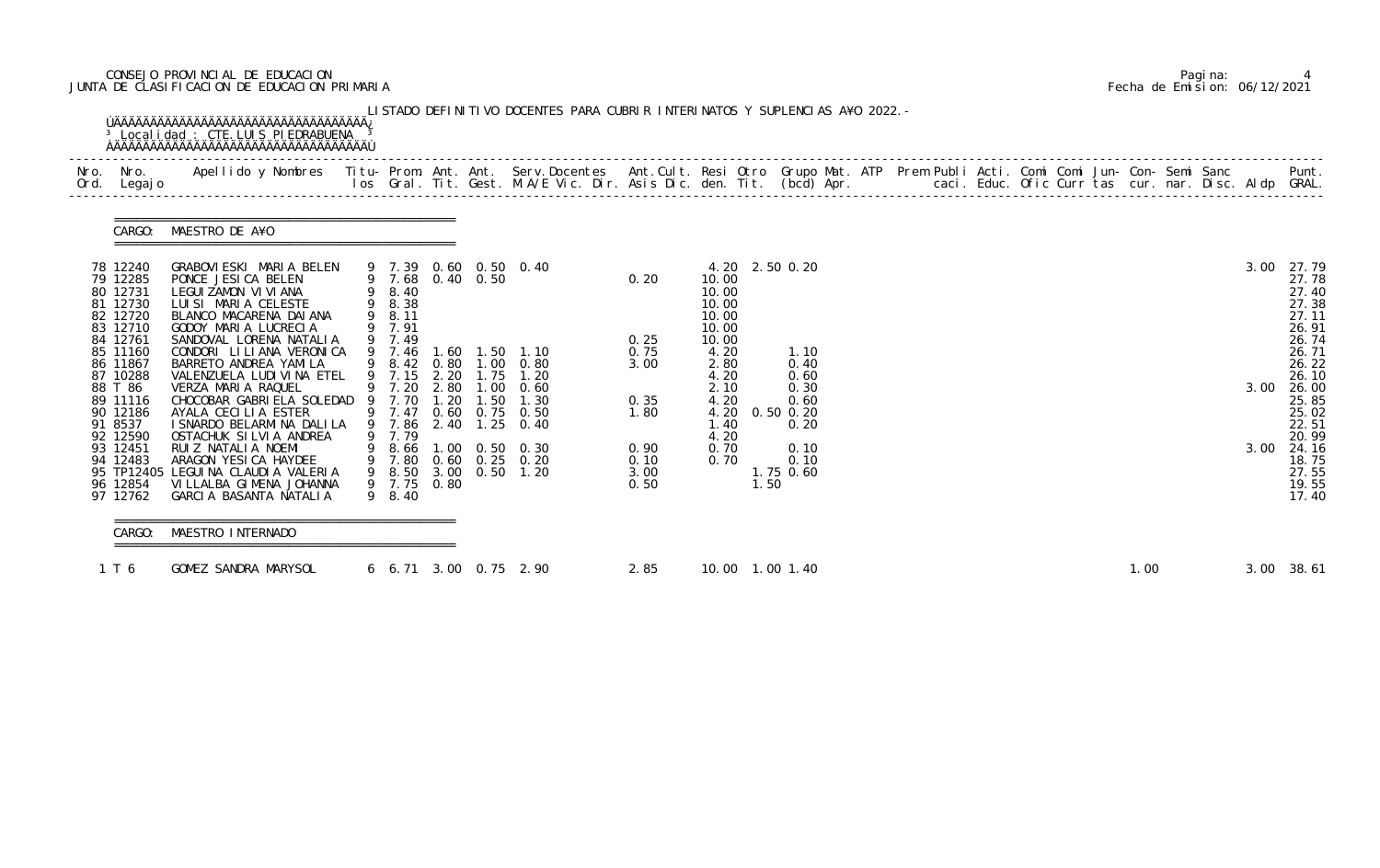CONSEJO PROVINCIAL DE EDUCACION
JUNTA DE CLASIFICACION DE EDUCACION PRIMARIA

Fecha de Emision: 06/12/2021

LISTADO DEFINITIVO DOCENTES PARA CUBRIR INTERINATOS Y SUPLENCIAS A¥O 2022.-

Localidad : CTE.LUIS PIEDRABUENA

CARGO: MAESTRO DE A¥O

| Nro. Ord. | Nro. Legajo | Apellido y Nombres | Titu-los | Prom. Gral. | Ant. Tit. | Ant. Gest. | Serv.Docentes M.A/E Vic. Dir. | Ant.Cult. Asis Dic. | Resi den. | Otro Tit. | Grupo Mat. (bcd) | ATP Apr. | Prem Publi caci. | Acti. Educ. | Comi Ofic | Comi Curr | Jun-tas | Con-cur. | Semi nar. | Sanc Disc. | Aldp | Punt. GRAL. |
|---|---|---|---|---|---|---|---|---|---|---|---|---|---|---|---|---|---|---|---|---|---|---|
| 78 | 12240 | GRABOVIESKI MARIA BELEN | 9 | 7.39 | 0.60 | 0.50 | 0.40 | | 4.20 | 2.50 | 0.20 | | | | | | | | | | 3.00 | 27.79 |
| 79 | 12285 | PONCE JESICA BELEN | 9 | 7.68 | 0.40 | 0.50 | | 0.20 | 10.00 | | | | | | | | | | | | | 27.78 |
| 80 | 12731 | LEGUIZAMON VIVIANA | 9 | 8.40 | | | | | 10.00 | | | | | | | | | | | | | 27.40 |
| 81 | 12730 | LUISI MARIA CELESTE | 9 | 8.38 | | | | | 10.00 | | | | | | | | | | | | | 27.38 |
| 82 | 12720 | BLANCO MACARENA DAIANA | 9 | 8.11 | | | | | 10.00 | | | | | | | | | | | | | 27.11 |
| 83 | 12710 | GODOY MARIA LUCRECIA | 9 | 7.91 | | | | | 10.00 | | | | | | | | | | | | | 26.91 |
| 84 | 12761 | SANDOVAL LORENA NATALIA | 9 | 7.49 | | | | 0.25 | 10.00 | | | | | | | | | | | | | 26.74 |
| 85 | 11160 | CONDORI LILIANA VERONICA | 9 | 7.46 | 1.60 | 1.50 | 1.10 | 0.75 | 4.20 | | 1.10 | | | | | | | | | | | 26.71 |
| 86 | 11867 | BARRETO ANDREA YAMILA | 9 | 8.42 | 0.80 | 1.00 | 0.80 | 3.00 | 2.80 | | 0.40 | | | | | | | | | | | 26.22 |
| 87 | 10288 | VALENZUELA LUDIVINA ETEL | 9 | 7.15 | 2.20 | 1.75 | 1.20 | | 4.20 | | 0.60 | | | | | | | | | | | 26.10 |
| 88 | T 86 | VERZA MARIA RAQUEL | 9 | 7.20 | 2.80 | 1.00 | 0.60 | | 2.10 | | 0.30 | | | | | | | | | | 3.00 | 26.00 |
| 89 | 11116 | CHOCOBAR GABRIELA SOLEDAD | 9 | 7.70 | 1.20 | 1.50 | 1.30 | 0.35 | 4.20 | | 0.60 | | | | | | | | | | | 25.85 |
| 90 | 12186 | AYALA CECILIA ESTER | 9 | 7.47 | 0.60 | 0.75 | 0.50 | 1.80 | 4.20 | 0.50 | 0.20 | | | | | | | | | | | 25.02 |
| 91 | 8537 | ISNARDO BELARMINA DALILA | 9 | 7.86 | 2.40 | 1.25 | 0.40 | | 1.40 | | 0.20 | | | | | | | | | | | 22.51 |
| 92 | 12590 | OSTACHUK SILVIA ANDREA | 9 | 7.79 | | | | | 4.20 | | | | | | | | | | | | | 20.99 |
| 93 | 12451 | RUIZ NATALIA NOEMI | 9 | 8.66 | 1.00 | 0.50 | 0.30 | 0.90 | 0.70 | | 0.10 | | | | | | | | | | 3.00 | 24.16 |
| 94 | 12483 | ARAGON YESICA HAYDEE | 9 | 7.80 | 0.60 | 0.25 | 0.20 | 0.10 | 0.70 | | 0.10 | | | | | | | | | | | 18.75 |
| 95 | TP12405 | LEGUINA CLAUDIA VALERIA | 9 | 8.50 | 3.00 | 0.50 | 1.20 | 3.00 | | 1.75 | 0.60 | | | | | | | | | | | 27.55 |
| 96 | 12854 | VILLALBA GIMENA JOHANNA | 9 | 7.75 | 0.80 | | | 0.50 | | 1.50 | | | | | | | | | | | | 19.55 |
| 97 | 12762 | GARCIA BASANTA NATALIA | 9 | 8.40 | | | | | | | | | | | | | | | | | | 17.40 |

CARGO: MAESTRO INTERNADO

| Nro. Ord. | Nro. Legajo | Apellido y Nombres | Titu-los | Prom. Gral. | Ant. Tit. | Ant. Gest. | Serv.Docentes M.A/E Vic. Dir. | Ant.Cult. Asis Dic. | Resi den. | Otro Tit. | Grupo Mat. (bcd) | ATP Apr. | Prem Publi caci. | Acti. Educ. | Comi Ofic | Comi Curr | Jun-tas | Con-cur. | Semi nar. | Sanc Disc. | Aldp | Punt. GRAL. |
|---|---|---|---|---|---|---|---|---|---|---|---|---|---|---|---|---|---|---|---|---|---|---|
| 1 | T 6 | GOMEZ SANDRA MARYSOL | 6 | 6.71 | 3.00 | 0.75 | 2.90 | 2.85 | 10.00 | 1.00 | 1.40 | | | | | | 1.00 | | | | 3.00 | 38.61 |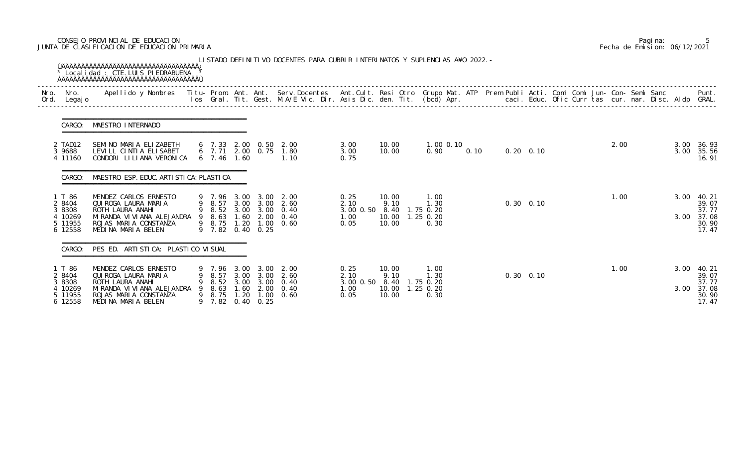CONSEJO PROVINCIAL DE EDUCACION
JUNTA DE CLASIFICACION DE EDUCACION PRIMARIA

Pagina: 5
Fecha de Emision: 06/12/2021

LISTADO DEFINITIVO DOCENTES PARA CUBRIR INTERINATOS Y SUPLENCIAS A¥O 2022.-

Localidad : CTE.LUIS PIEDRABUENA

| Nro. Ord. | Nro. Legajo | Apellido y Nombres | Titu-los | Prom. Gral. | Ant. Tit. | Ant. Gest. | Serv.Docentes M.A/E Vic. Dir. | Ant.Cult. Asis Dic. | Resi den. | Otro Tit. | Grupo Mat. (bcd) | ATP Apr. | Prem | Publi caci. | Acti. Educ. | Comi Ofic | Comi Curr | Jun-tas | Con-cur. | Semi nar. | Sanc Disc. | Aldp | Punt. GRAL. |
|---|---|---|---|---|---|---|---|---|---|---|---|---|---|---|---|---|---|---|---|---|---|---|---|
| **CARGO: MAESTRO INTERNADO** | | | | | | | | | | | | | | | | | | | | | | | |
| 2 | TAD12 | SEMINO MARIA ELIZABETH | 6 | 7.33 | 2.00 | 0.50 | 2.00 | 3.00 | 10.00 | | 1.00 0.10 | | | | | | | | 2.00 | | | 3.00 | 36.93 |
| 3 | 9688 | LEVILL CINTIA ELISABET | 6 | 7.71 | 2.00 | 0.75 | 1.80 | 3.00 | 10.00 | | 0.90 | 0.10 | | 0.20 | 0.10 | | | | | | | 3.00 | 35.56 |
| 4 | 11160 | CONDORI LILIANA VERONICA | 6 | 7.46 | 1.60 | | 1.10 | 0.75 | | | | | | | | | | | | | | | 16.91 |
| **CARGO: MAESTRO ESP. EDUC. ARTISTICA: PLASTICA** | | | | | | | | | | | | | | | | | | | | | | | |
| 1 | T 86 | MENDEZ CARLOS ERNESTO | 9 | 7.96 | 3.00 | 3.00 | 2.00 | 0.25 | 10.00 | | 1.00 | | | | | | | | 1.00 | | | 3.00 | 40.21 |
| 2 | 8404 | QUIROGA LAURA MARIA | 9 | 8.57 | 3.00 | 3.00 | 2.60 | 2.10 | 9.10 | | 1.30 | | | 0.30 | 0.10 | | | | | | | | 39.07 |
| 3 | 8308 | ROTH LAURA ANAHI | 9 | 8.52 | 3.00 | 3.00 | 0.40 | 3.00 0.50 | 8.40 | 1.75 | 0.20 | | | | | | | | | | | | 37.77 |
| 4 | 10269 | MIRANDA VIVIANA ALEJANDRA | 9 | 8.63 | 1.60 | 2.00 | 0.40 | 1.00 | 10.00 | 1.25 | 0.20 | | | | | | | | | | | 3.00 | 37.08 |
| 5 | 11955 | ROJAS MARIA CONSTANZA | 9 | 8.75 | 1.20 | 1.00 | 0.60 | 0.05 | 10.00 | | 0.30 | | | | | | | | | | | | 30.90 |
| 6 | 12558 | MEDINA MARIA BELEN | 9 | 7.82 | 0.40 | 0.25 | | | | | | | | | | | | | | | | | 17.47 |
| **CARGO: PES ED. ARTISTICA: PLASTICO VISUAL** | | | | | | | | | | | | | | | | | | | | | | | |
| 1 | T 86 | MENDEZ CARLOS ERNESTO | 9 | 7.96 | 3.00 | 3.00 | 2.00 | 0.25 | 10.00 | | 1.00 | | | | | | | | 1.00 | | | 3.00 | 40.21 |
| 2 | 8404 | QUIROGA LAURA MARIA | 9 | 8.57 | 3.00 | 3.00 | 2.60 | 2.10 | 9.10 | | 1.30 | | | 0.30 | 0.10 | | | | | | | | 39.07 |
| 3 | 8308 | ROTH LAURA ANAHI | 9 | 8.52 | 3.00 | 3.00 | 0.40 | 3.00 0.50 | 8.40 | 1.75 | 0.20 | | | | | | | | | | | | 37.77 |
| 4 | 10269 | MIRANDA VIVIANA ALEJANDRA | 9 | 8.63 | 1.60 | 2.00 | 0.40 | 1.00 | 10.00 | 1.25 | 0.20 | | | | | | | | | | | 3.00 | 37.08 |
| 5 | 11955 | ROJAS MARIA CONSTANZA | 9 | 8.75 | 1.20 | 1.00 | 0.60 | 0.05 | 10.00 | | 0.30 | | | | | | | | | | | | 30.90 |
| 6 | 12558 | MEDINA MARIA BELEN | 9 | 7.82 | 0.40 | 0.25 | | | | | | | | | | | | | | | | | 17.47 |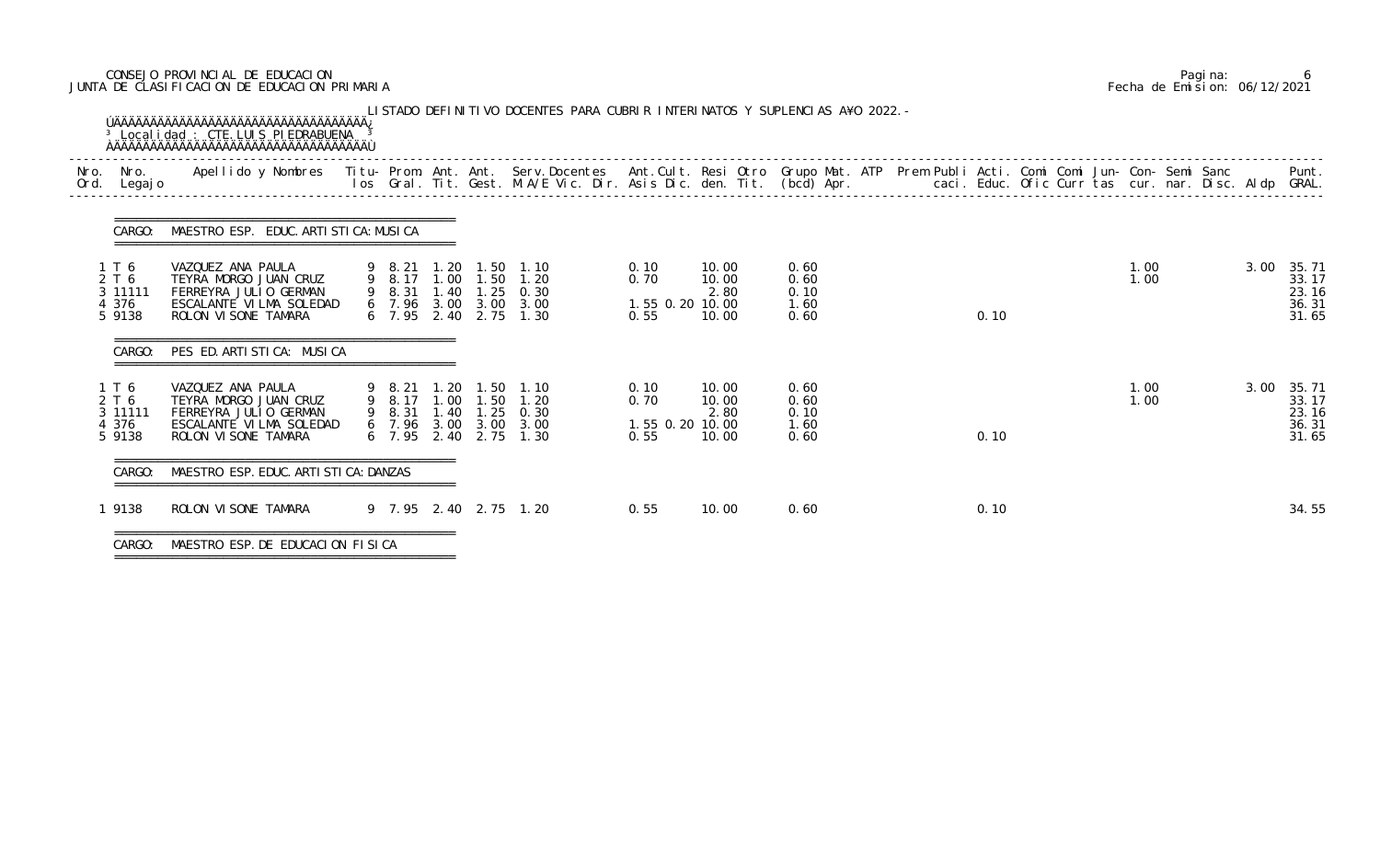CONSEJO PROVINCIAL DE EDUCACION
JUNTA DE CLASIFICACION DE EDUCACION PRIMARIA

Fecha de Emision: 06/12/2021

LISTADO DEFINITIVO DOCENTES PARA CUBRIR INTERINATOS Y SUPLENCIAS A¥O 2022.-

Localidad : CTE.LUIS PIEDRABUENA

| Nro. Ord. | Nro. Legajo | Apellido y Nombres | Titu-los | Prom. Gral. | Ant. Tit. | Ant. Gest. | Serv.Docentes M.A/E Vic. Dir. | Ant.Cult. Asis Dic. | Resi den. | Otro Tit. | Grupo Mat. (bcd) | ATP Apr. | Prem Publi caci. | Acti. Educ. | Comi Ofic | Comi Curr | Jun-tas | Con-cur. | Semi nar. | Sanc Disc. | Aldp | Punt. GRAL. |
|---|---|---|---|---|---|---|---|---|---|---|---|---|---|---|---|---|---|---|---|---|---|---|
| **CARGO: MAESTRO ESP. EDUC. ARTISTICA: MUSICA** | | | | | | | | | | | | | | | | | | | | | | |
| 1 | T 6 | VAZQUEZ ANA PAULA | 9 | 8.21 | 1.20 | 1.50 | 1.10 | 0.10 | 10.00 | | 0.60 | | | | | | | 1.00 | | | 3.00 | 35.71 |
| 2 | T 6 | TEYRA MORGO JUAN CRUZ | 9 | 8.17 | 1.00 | 1.50 | 1.20 | 0.70 | 10.00 | | 0.60 | | | | | | | 1.00 | | | | 33.17 |
| 3 | 11111 | FERREYRA JULIO GERMAN | 9 | 8.31 | 1.40 | 1.25 | 0.30 | | 2.80 | | 0.10 | | | | | | | | | | | 23.16 |
| 4 | 376 | ESCALANTE VILMA SOLEDAD | 6 | 7.96 | 3.00 | 3.00 | 3.00 | 1.55 0.20 | 10.00 | | 1.60 | | | | | | | | | | | 36.31 |
| 5 | 9138 | ROLON VISONE TAMARA | 6 | 7.95 | 2.40 | 2.75 | 1.30 | 0.55 | 10.00 | | 0.60 | | | 0.10 | | | | | | | | 31.65 |
| **CARGO: PES ED. ARTISTICA: MUSICA** | | | | | | | | | | | | | | | | | | | | | | |
| 1 | T 6 | VAZQUEZ ANA PAULA | 9 | 8.21 | 1.20 | 1.50 | 1.10 | 0.10 | 10.00 | | 0.60 | | | | | | | 1.00 | | | 3.00 | 35.71 |
| 2 | T 6 | TEYRA MORGO JUAN CRUZ | 9 | 8.17 | 1.00 | 1.50 | 1.20 | 0.70 | 10.00 | | 0.60 | | | | | | | 1.00 | | | | 33.17 |
| 3 | 11111 | FERREYRA JULIO GERMAN | 9 | 8.31 | 1.40 | 1.25 | 0.30 | | 2.80 | | 0.10 | | | | | | | | | | | 23.16 |
| 4 | 376 | ESCALANTE VILMA SOLEDAD | 6 | 7.96 | 3.00 | 3.00 | 3.00 | 1.55 0.20 | 10.00 | | 1.60 | | | | | | | | | | | 36.31 |
| 5 | 9138 | ROLON VISONE TAMARA | 6 | 7.95 | 2.40 | 2.75 | 1.30 | 0.55 | 10.00 | | 0.60 | | | 0.10 | | | | | | | | 31.65 |
| **CARGO: MAESTRO ESP. EDUC. ARTISTICA: DANZAS** | | | | | | | | | | | | | | | | | | | | | | |
| 1 | 9138 | ROLON VISONE TAMARA | 9 | 7.95 | 2.40 | 2.75 | 1.20 | 0.55 | 10.00 | | 0.60 | | | 0.10 | | | | | | | | 34.55 |

CARGO: MAESTRO ESP. DE EDUCACION FISICA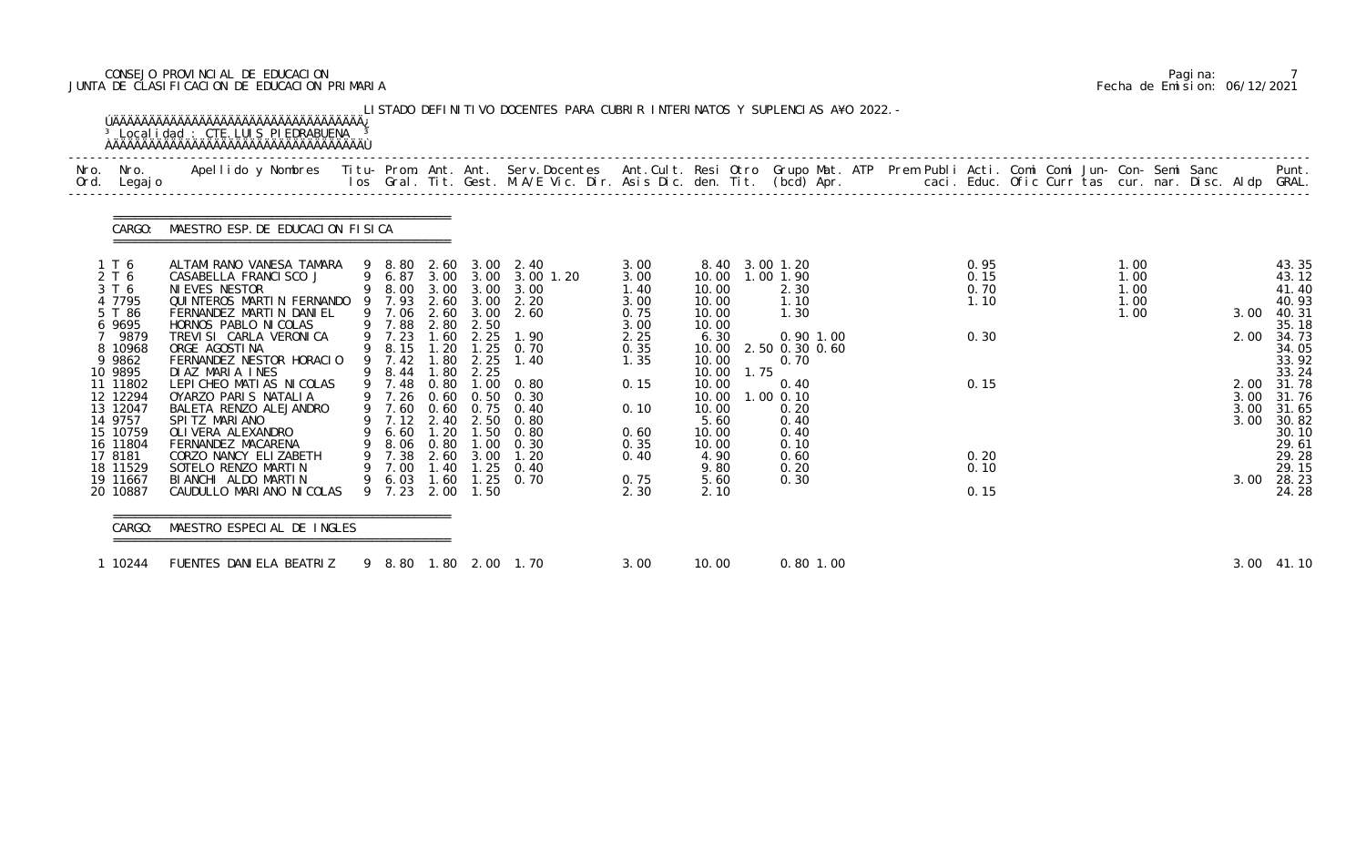CONSEJO PROVINCIAL DE EDUCACION
JUNTA DE CLASIFICACION DE EDUCACION PRIMARIA

Fecha de Emision: 06/12/2021

LISTADO DEFINITIVO DOCENTES PARA CUBRIR INTERINATOS Y SUPLENCIAS A¥O 2022.-

Localidad : CTE.LUIS PIEDRABUENA

CARGO: MAESTRO ESP.DE EDUCACION FISICA

| Nro. Ord. | Nro. Legajo | Apellido y Nombres | Titu- los | Prom. Gral. | Ant. Tit. | Ant. Gest. | Serv.Docentes M.A/E Vic. Dir. | Ant.Cult. Asis Dic. | Resi den. | Otro Tit. | Grupo Mat. (bcd) | ATP Apr. | Prem caci. | Publi Educ. | Acti. Ofic | Comi Curr | Comi tas | Jun- cur. | Con- nar. | Semi Disc. | Sanc Aldp | Punt. GRAL. |
|---|---|---|---|---|---|---|---|---|---|---|---|---|---|---|---|---|---|---|---|---|---|---|
| 1 | T 6 | ALTAMIRANO VANESA TAMARA | 9 | 8.80 | 2.60 | 3.00 | 2.40 | 3.00 | 8.40 | 3.00 | 1.20 | | | 0.95 | | | | 1.00 | | | | 43.35 |
| 2 | T 6 | CASABELLA FRANCISCO J | 9 | 6.87 | 3.00 | 3.00 | 3.00 1.20 | 3.00 | 10.00 | 1.00 | 1.90 | | | 0.15 | | | | 1.00 | | | | 43.12 |
| 3 | T 6 | NIEVES NESTOR | 9 | 8.00 | 3.00 | 3.00 | 3.00 | 1.40 | 10.00 | | 2.30 | | | 0.70 | | | | 1.00 | | | | 41.40 |
| 4 | 7795 | QUINTEROS MARTIN FERNANDO | 9 | 7.93 | 2.60 | 3.00 | 2.20 | 3.00 | 10.00 | | 1.10 | | | 1.10 | | | | 1.00 | | | | 40.93 |
| 5 | T 86 | FERNANDEZ MARTIN DANIEL | 9 | 7.06 | 2.60 | 3.00 | 2.60 | 0.75 | 10.00 | | 1.30 | | | | | | | 1.00 | | | 3.00 | 40.31 |
| 6 | 9695 | HORNOS PABLO NICOLAS | 9 | 7.88 | 2.80 | 2.50 | | 3.00 | 10.00 | | | | | | | | | | | | | 35.18 |
| 7 | 9879 | TREVISI CARLA VERONICA | 9 | 7.23 | 1.60 | 2.25 | 1.90 | 2.25 | 6.30 | | 0.90 | 1.00 | | 0.30 | | | | | | | 2.00 | 34.73 |
| 8 | 10968 | ORGE AGOSTINA | 9 | 8.15 | 1.20 | 1.25 | 0.70 | 0.35 | 10.00 | 2.50 | 0.30 | 0.60 | | | | | | | | | | 34.05 |
| 9 | 9862 | FERNANDEZ NESTOR HORACIO | 9 | 7.42 | 1.80 | 2.25 | 1.40 | 1.35 | 10.00 | | 0.70 | | | | | | | | | | | 33.92 |
| 10 | 9895 | DIAZ MARIA INES | 9 | 8.44 | 1.80 | 2.25 | | | 10.00 | 1.75 | | | | | | | | | | | | 33.24 |
| 11 | 11802 | LEPICHEO MATIAS NICOLAS | 9 | 7.48 | 0.80 | 1.00 | 0.80 | 0.15 | 10.00 | | 0.40 | | | 0.15 | | | | | | | 2.00 | 31.78 |
| 12 | 12294 | OYARZO PARIS NATALIA | 9 | 7.26 | 0.60 | 0.50 | 0.30 | | 10.00 | 1.00 | 0.10 | | | | | | | | | | 3.00 | 31.76 |
| 13 | 12047 | BALETA RENZO ALEJANDRO | 9 | 7.60 | 0.60 | 0.75 | 0.40 | 0.10 | 10.00 | | 0.20 | | | | | | | | | | 3.00 | 31.65 |
| 14 | 9757 | SPITZ MARIANO | 9 | 7.12 | 2.40 | 2.50 | 0.80 | | 5.60 | | 0.40 | | | | | | | | | | 3.00 | 30.82 |
| 15 | 10759 | OLIVERA ALEXANDRO | 9 | 6.60 | 1.20 | 1.50 | 0.80 | 0.60 | 10.00 | | 0.40 | | | | | | | | | | | 30.10 |
| 16 | 11804 | FERNANDEZ MACARENA | 9 | 8.06 | 0.80 | 1.00 | 0.30 | 0.35 | 10.00 | | 0.10 | | | | | | | | | | | 29.61 |
| 17 | 8181 | CORZO NANCY ELIZABETH | 9 | 7.38 | 2.60 | 3.00 | 1.20 | 0.40 | 4.90 | | 0.60 | | | 0.20 | | | | | | | | 29.28 |
| 18 | 11529 | SOTELO RENZO MARTIN | 9 | 7.00 | 1.40 | 1.25 | 0.40 | | 9.80 | | 0.20 | | | 0.10 | | | | | | | | 29.15 |
| 19 | 11667 | BIANCHI ALDO MARTIN | 9 | 6.03 | 1.60 | 1.25 | 0.70 | 0.75 | 5.60 | | 0.30 | | | | | | | | | | 3.00 | 28.23 |
| 20 | 10887 | CAUDULLO MARIANO NICOLAS | 9 | 7.23 | 2.00 | 1.50 | | 2.30 | 2.10 | | | | | 0.15 | | | | | | | | 24.28 |

CARGO: MAESTRO ESPECIAL DE INGLES

| Nro. Ord. | Nro. Legajo | Apellido y Nombres | Titu- los | Prom. Gral. | Ant. Tit. | Ant. Gest. | Serv.Docentes M.A/E Vic. Dir. | Ant.Cult. Asis Dic. | Resi den. | Otro Tit. | Grupo Mat. (bcd) | ATP Apr. | Prem caci. | Publi Educ. | Acti. Ofic | Comi Curr | Comi tas | Jun- cur. | Con- nar. | Semi Disc. | Sanc Aldp | Punt. GRAL. |
|---|---|---|---|---|---|---|---|---|---|---|---|---|---|---|---|---|---|---|---|---|---|---|
| 1 | 10244 | FUENTES DANIELA BEATRIZ | 9 | 8.80 | 1.80 | 2.00 | 1.70 | 3.00 | 10.00 | | 0.80 | 1.00 | | | | | | | | | 3.00 | 41.10 |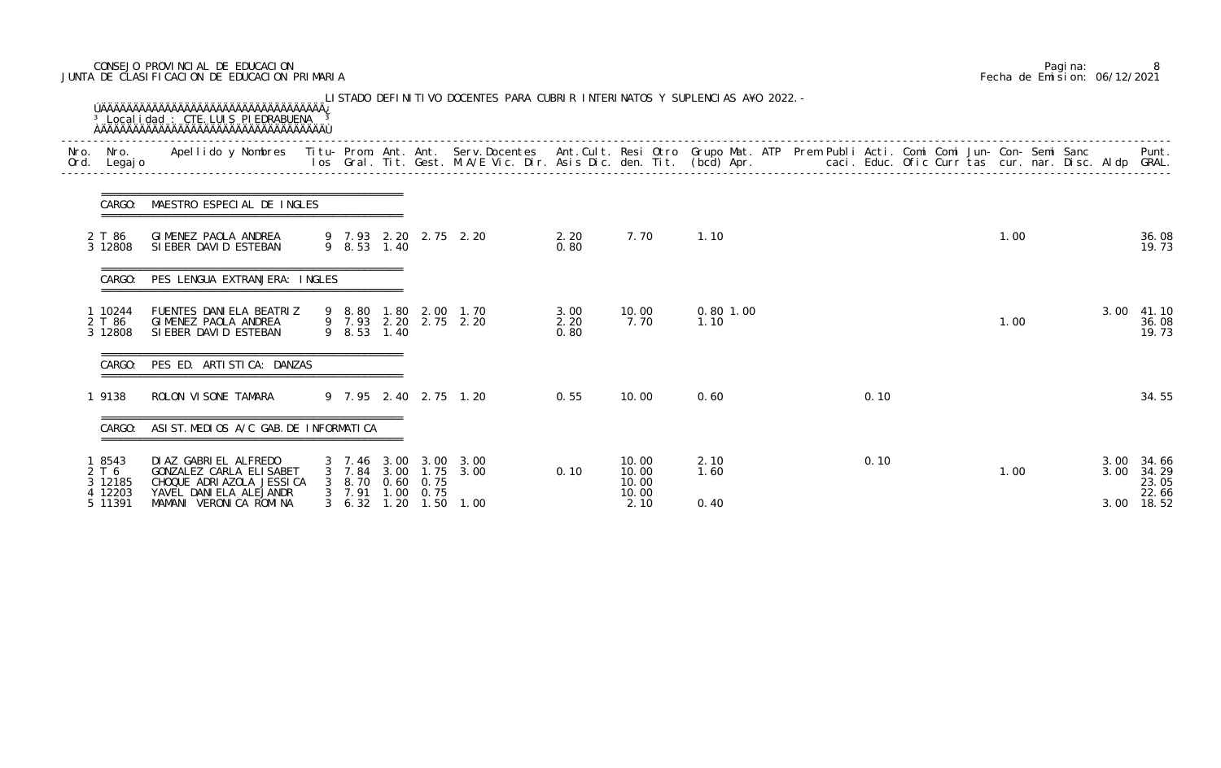CONSEJO PROVINCIAL DE EDUCACION
JUNTA DE CLASIFICACION DE EDUCACION PRIMARIA

Pagina: 8
Fecha de Emision: 06/12/2021

LISTADO DEFINITIVO DOCENTES PARA CUBRIR INTERINATOS Y SUPLENCIAS AÑO 2022.-

Localidad : CTE.LUIS PIEDRABUENA

| Nro. Ord. | Nro. Legajo | Apellido y Nombres | Titulos | Prom. Gral. | Ant. Tit. | Ant. Gest. | Serv.Docentes M.A/E Vic. Dir. | Ant.Cult. Asis Dic. | Resi den. | Otro Tit. | Grupo Mat. (bcd) | ATP Apr. | Prem Publi caci. | Acti. Educ. | Comi Ofic | Comi Curr | Jun- tas | Con- cur. | Semi nar. | Sanc Disc. | Aldp | Punt. GRAL. |
|---|---|---|---|---|---|---|---|---|---|---|---|---|---|---|---|---|---|---|---|---|---|---|
| **CARGO: MAESTRO ESPECIAL DE INGLES** | | | | | | | | | | | | | | | | | | | | | | |
| 2 | T 86 | GIMENEZ PAOLA ANDREA | 9 | 7.93 | 2.20 | 2.75 | 2.20 | 2.20 | 7.70 | | 1.10 | | | | | | 1.00 | | | | | 36.08 |
| 3 | 12808 | SIEBER DAVID ESTEBAN | 9 | 8.53 | 1.40 | | | 0.80 | | | | | | | | | | | | | | 19.73 |
| **CARGO: PES LENGUA EXTRANJERA: INGLES** | | | | | | | | | | | | | | | | | | | | | | |
| 1 | 10244 | FUENTES DANIELA BEATRIZ | 9 | 8.80 | 1.80 | 2.00 | 1.70 | 3.00 | 10.00 | | 0.80 | 1.00 | | | | | | | | | 3.00 | 41.10 |
| 2 | T 86 | GIMENEZ PAOLA ANDREA | 9 | 7.93 | 2.20 | 2.75 | 2.20 | 2.20 | 7.70 | | 1.10 | | | | | | 1.00 | | | | | 36.08 |
| 3 | 12808 | SIEBER DAVID ESTEBAN | 9 | 8.53 | 1.40 | | | 0.80 | | | | | | | | | | | | | | 19.73 |
| **CARGO: PES ED. ARTISTICA: DANZAS** | | | | | | | | | | | | | | | | | | | | | | |
| 1 | 9138 | ROLON VISONE TAMARA | 9 | 7.95 | 2.40 | 2.75 | 1.20 | 0.55 | 10.00 | | 0.60 | | | 0.10 | | | | | | | | 34.55 |
| **CARGO: ASIST.MEDIOS A/C GAB.DE INFORMATICA** | | | | | | | | | | | | | | | | | | | | | | |
| 1 | 8543 | DIAZ GABRIEL ALFREDO | 3 | 7.46 | 3.00 | 3.00 | 3.00 | | 10.00 | | 2.10 | | | 0.10 | | | | | | | 3.00 | 34.66 |
| 2 | T 6 | GONZALEZ CARLA ELISABET | 3 | 7.84 | 3.00 | 1.75 | 3.00 | 0.10 | 10.00 | | 1.60 | | | | | | 1.00 | | | | 3.00 | 34.29 |
| 3 | 12185 | CHOQUE ADRIAZOLA JESSICA | 3 | 8.70 | 0.60 | 0.75 | | | 10.00 | | | | | | | | | | | | | 23.05 |
| 4 | 12203 | YAVEL DANIELA ALEJANDR | 3 | 7.91 | 1.00 | 0.75 | | | 10.00 | | | | | | | | | | | | | 22.66 |
| 5 | 11391 | MAMANI VERONICA ROMINA | 3 | 6.32 | 1.20 | 1.50 | 1.00 | | 2.10 | | 0.40 | | | | | | | | | | 3.00 | 18.52 |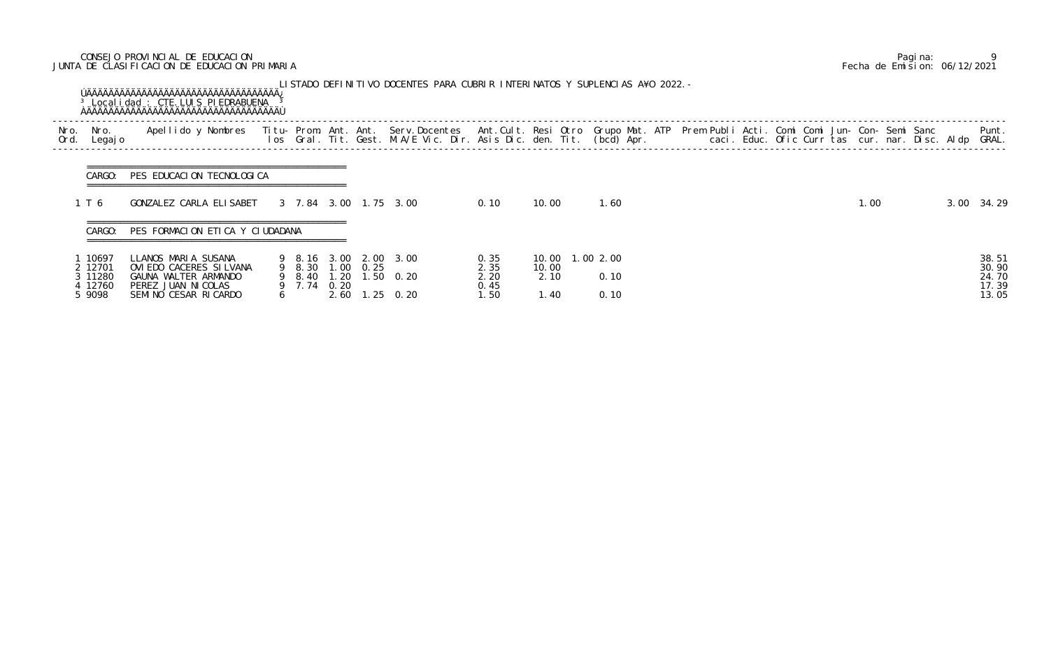CONSEJO PROVINCIAL DE EDUCACION
JUNTA DE CLASIFICACION DE EDUCACION PRIMARIA

Fecha de Emision: 06/12/2021

LISTADO DEFINITIVO DOCENTES PARA CUBRIR INTERINATOS Y SUPLENCIAS A¥O 2022.-

Localidad : CTE.LUIS PIEDRABUENA

| Nro. Ord. | Nro. Legajo | Apellido y Nombres | Titu- los | Prom. Gral. | Ant. Tit. | Ant. Gest. | Serv.Docentes M.A/E Vic. Dir. | Ant.Cult. Asis Dic. | Resi den. | Otro Tit. | Grupo (bcd) | Mat. Apr. | ATP | Prem | Publi caci. | Acti. Educ. | Comi Ofic | Comi Curr | Jun- tas | Con- cur. | Semi nar. | Sanc Disc. | Aldp | Punt. GRAL. |
|---|---|---|---|---|---|---|---|---|---|---|---|---|---|---|---|---|---|---|---|---|---|---|---|---|
| **CARGO: PES EDUCACION TECNOLOGICA** | | | | | | | | | | | | | | | | | | | | | | | | |
| 1 | T 6 | GONZALEZ CARLA ELISABET | 3 | 7.84 | 3.00 | 1.75 | 3.00 | 0.10 | 10.00 | | 1.60 | | | | | | | | | 1.00 | | | 3.00 | 34.29 |
| **CARGO: PES FORMACION ETICA Y CIUDADANA** | | | | | | | | | | | | | | | | | | | | | | | | |
| 1 | 10697 | LLANOS MARIA SUSANA | 9 | 8.16 | 3.00 | 2.00 | 3.00 | 0.35 | 10.00 | 1.00 | 2.00 | | | | | | | | | | | | | 38.51 |
| 2 | 12701 | OVIEDO CACERES SILVANA | 9 | 8.30 | 1.00 | 0.25 | | 2.35 | 10.00 | | | | | | | | | | | | | | | 30.90 |
| 3 | 11280 | GAUNA WALTER ARMANDO | 9 | 8.40 | 1.20 | 1.50 | 0.20 | 2.20 | 2.10 | | 0.10 | | | | | | | | | | | | | 24.70 |
| 4 | 12760 | PEREZ JUAN NICOLAS | 9 | 7.74 | 0.20 | | | 0.45 | | | | | | | | | | | | | | | | 17.39 |
| 5 | 9098 | SEMINO CESAR RICARDO | 6 | | 2.60 | 1.25 | 0.20 | 1.50 | 1.40 | | 0.10 | | | | | | | | | | | | | 13.05 |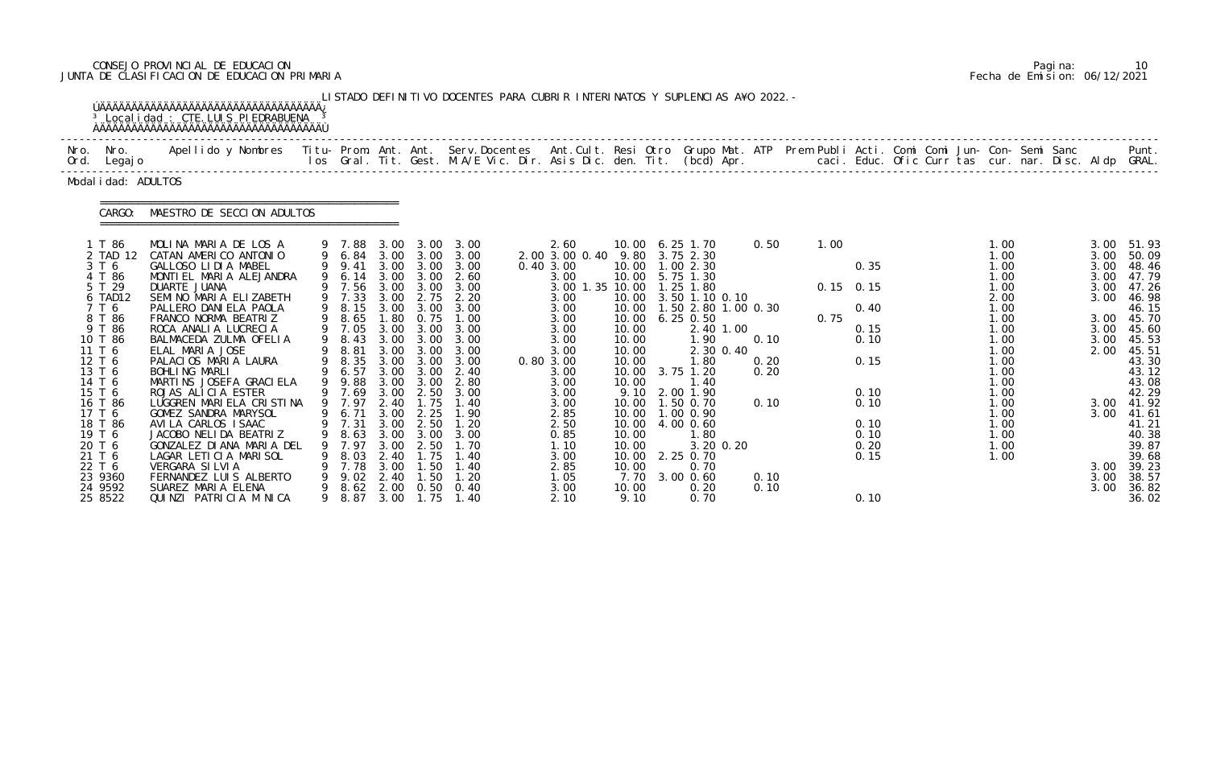CONSEJO PROVINCIAL DE EDUCACION
JUNTA DE CLASIFICACION DE EDUCACION PRIMARIA

Pagina: 10
Fecha de Emision: 06/12/2021

LISTADO DEFINITIVO DOCENTES PARA CUBRIR INTERINATOS Y SUPLENCIAS A¥O 2022.-

Localidad : CTE. LUIS PIEDRABUENA

Modalidad: ADULTOS

CARGO: MAESTRO DE SECCION ADULTOS

| Nro. Ord. | Nro. Legajo | Apellido y Nombres | Titu-los | Prom. Gral. | Ant. Tit. | Ant. Gest. | Serv.Docentes M.A/E Vic. Dir. | Ant.Cult. Asis Dic. | Resi den. | Otro Tit. | Grupo Mat. (bcd) | ATP Apr. | Prem | Publi caci. | Acti. Educ. | Comi Ofic | Comi Curr | Jun-tas | Con-cur. | Semi nar. | Sanc Disc. | Aldp | Punt. GRAL. |
|---|---|---|---|---|---|---|---|---|---|---|---|---|---|---|---|---|---|---|---|---|---|---|---|
| 1 | T 86 | MOLINA MARIA DE LOS A | 9 | 7.88 | 3.00 | 3.00 | 3.00 | 2.60 | 10.00 | 6.25 | 1.70 | 0.50 | | 1.00 | | | | | 1.00 | | | 3.00 | 51.93 |
| 2 | TAD 12 | CATAN AMERICO ANTONIO | 9 | 6.84 | 3.00 | 3.00 | 3.00 | 2.00 3.00 0.40 | 9.80 | 3.75 | 2.30 | | | | | | | | 1.00 | | | 3.00 | 50.09 |
| 3 | T 6 | GALLOSO LIDIA MABEL | 9 | 9.41 | 3.00 | 3.00 | 3.00 | 0.40 3.00 | 10.00 | 1.00 | 2.30 | | | | 0.35 | | | | 1.00 | | | 3.00 | 48.46 |
| 4 | T 86 | MONTIEL MARIA ALEJANDRA | 9 | 6.14 | 3.00 | 3.00 | 2.60 | 3.00 | 10.00 | 5.75 | 1.30 | | | | | | | | 1.00 | | | 3.00 | 47.79 |
| 5 | T 29 | DUARTE JUANA | 9 | 7.56 | 3.00 | 3.00 | 3.00 | 3.00 1.35 | 10.00 | 1.25 | 1.80 | | | 0.15 | 0.15 | | | | 1.00 | | | 3.00 | 47.26 |
| 6 | TAD12 | SEMINO MARIA ELIZABETH | 9 | 7.33 | 3.00 | 2.75 | 2.20 | 3.00 | 10.00 | 3.50 | 1.10 0.10 | | | | | | | | 2.00 | | | 3.00 | 46.98 |
| 7 | T 6 | PALLERO DANIELA PAOLA | 9 | 8.15 | 3.00 | 3.00 | 3.00 | 3.00 | 10.00 | 1.50 | 2.80 1.00 | 0.30 | | | 0.40 | | | | 1.00 | | | | 46.15 |
| 8 | T 86 | FRANCO NORMA BEATRIZ | 9 | 8.65 | 1.80 | 0.75 | 1.00 | 3.00 | 10.00 | 6.25 | 0.50 | | | 0.75 | | | | | 1.00 | | | 3.00 | 45.70 |
| 9 | T 86 | ROCA ANALIA LUCRECIA | 9 | 7.05 | 3.00 | 3.00 | 3.00 | 3.00 | 10.00 | | 2.40 1.00 | | | | 0.15 | | | | 1.00 | | | 3.00 | 45.60 |
| 10 | T 86 | BALMACEDA ZULMA OFELIA | 9 | 8.43 | 3.00 | 3.00 | 3.00 | 3.00 | 10.00 | | 1.90 | 0.10 | | | 0.10 | | | | 1.00 | | | 3.00 | 45.53 |
| 11 | T 6 | ELAL MARIA JOSE | 9 | 8.81 | 3.00 | 3.00 | 3.00 | 3.00 | 10.00 | | 2.30 0.40 | | | | | | | | 1.00 | | | 2.00 | 45.51 |
| 12 | T 6 | PALACIOS MARIA LAURA | 9 | 8.35 | 3.00 | 3.00 | 3.00 | 0.80 3.00 | 10.00 | | 1.80 | 0.20 | | | 0.15 | | | | 1.00 | | | | 43.30 |
| 13 | T 6 | BOHLING MARLI | 9 | 6.57 | 3.00 | 3.00 | 2.40 | 3.00 | 10.00 | 3.75 | 1.20 | 0.20 | | | | | | | 1.00 | | | | 43.12 |
| 14 | T 6 | MARTINS JOSEFA GRACIELA | 9 | 9.88 | 3.00 | 3.00 | 2.80 | 3.00 | 10.00 | | 1.40 | | | | | | | | 1.00 | | | | 43.08 |
| 15 | T 6 | ROJAS ALICIA ESTER | 9 | 7.69 | 3.00 | 2.50 | 3.00 | 3.00 | 9.10 | 2.00 | 1.90 | | | | 0.10 | | | | 1.00 | | | | 42.29 |
| 16 | T 86 | LUGGREN MARIELA CRISTINA | 9 | 7.97 | 2.40 | 1.75 | 1.40 | 3.00 | 10.00 | 1.50 | 0.70 | 0.10 | | | 0.10 | | | | 1.00 | | | 3.00 | 41.92 |
| 17 | T 6 | GOMEZ SANDRA MARYSOL | 9 | 6.71 | 3.00 | 2.25 | 1.90 | 2.85 | 10.00 | 1.00 | 0.90 | | | | | | | | 1.00 | | | 3.00 | 41.61 |
| 18 | T 86 | AVILA CARLOS ISAAC | 9 | 7.31 | 3.00 | 2.50 | 1.20 | 2.50 | 10.00 | 4.00 | 0.60 | | | | 0.10 | | | | 1.00 | | | | 41.21 |
| 19 | T 6 | JACOBO NELIDA BEATRIZ | 9 | 8.63 | 3.00 | 3.00 | 3.00 | 0.85 | 10.00 | | 1.80 | | | | 0.10 | | | | 1.00 | | | | 40.38 |
| 20 | T 6 | GONZALEZ DIANA MARIA DEL | 9 | 7.97 | 3.00 | 2.50 | 1.70 | 1.10 | 10.00 | | 3.20 0.20 | | | | 0.20 | | | | 1.00 | | | | 39.87 |
| 21 | T 6 | LAGAR LETICIA MARISOL | 9 | 8.03 | 2.40 | 1.75 | 1.40 | 3.00 | 10.00 | 2.25 | 0.70 | | | | 0.15 | | | | 1.00 | | | | 39.68 |
| 22 | T 6 | VERGARA SILVIA | 9 | 7.78 | 3.00 | 1.50 | 1.40 | 2.85 | 10.00 | | 0.70 | | | | | | | | | | | 3.00 | 39.23 |
| 23 | 9360 | FERNANDEZ LUIS ALBERTO | 9 | 9.02 | 2.40 | 1.50 | 1.20 | 1.05 | 7.70 | 3.00 | 0.60 | 0.10 | | | | | | | | | | 3.00 | 38.57 |
| 24 | 9592 | SUAREZ MARIA ELENA | 9 | 8.62 | 2.00 | 0.50 | 0.40 | 3.00 | 10.00 | | 0.20 | 0.10 | | | | | | | | | | 3.00 | 36.82 |
| 25 | 8522 | QUINZI PATRICIA MINICA | 9 | 8.87 | 3.00 | 1.75 | 1.40 | 2.10 | 9.10 | | 0.70 | | | | 0.10 | | | | | | | | 36.02 |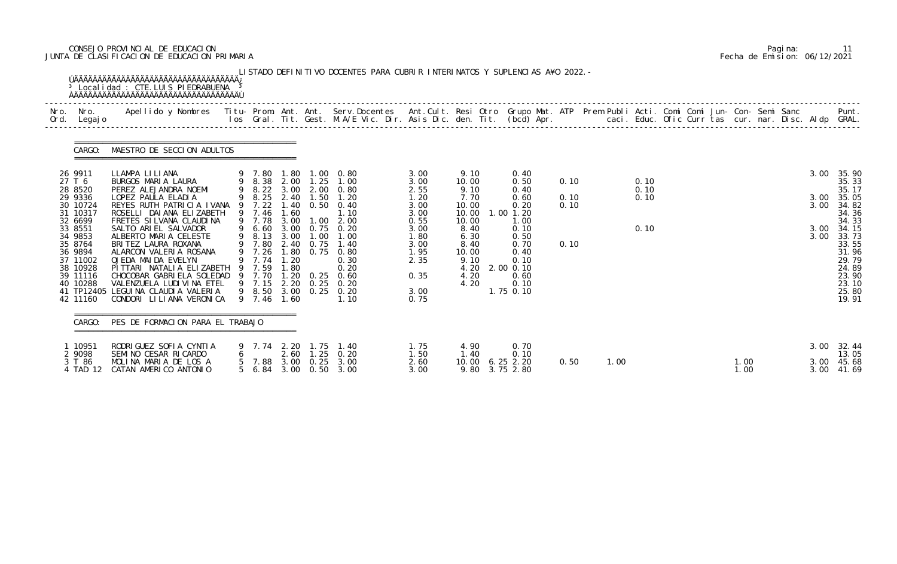CONSEJO PROVINCIAL DE EDUCACION
JUNTA DE CLASIFICACION DE EDUCACION PRIMARIA

Pagina: 11
Fecha de Emision: 06/12/2021

LISTADO DEFINITIVO DOCENTES PARA CUBRIR INTERINATOS Y SUPLENCIAS A¥O 2022.-

Localidad : CTE. LUIS PIEDRABUENA

CARGO: MAESTRO DE SECCION ADULTOS

| Nro. Ord. | Nro. Legajo | Apellido y Nombres | Titu- los | Prom. Gral. | Ant. Tit. | Ant. Gest. | Serv.Docentes M.A/E Vic. Dir. | Ant.Cult. Asis Dic. | Resi den. | Otro Tit. | Grupo Mat. (bcd) | ATP Apr. | Prem caci. | Publi Educ. | Acti. Ofic | Comi Curr | Comi tas | Jun- cur. | Con- nar. | Semi Disc. | Sanc Aldp | Punt. GRAL. |
|---|---|---|---|---|---|---|---|---|---|---|---|---|---|---|---|---|---|---|---|---|---|---|
| 26 | 9911 | LLAMPA LILIANA | 9 | 7.80 | 1.80 | 1.00 | 0.80 | 3.00 | 9.10 | | 0.40 | | | | | | | | | | 3.00 | 35.90 |
| 27 | T 6 | BURGOS MARIA LAURA | 9 | 8.38 | 2.00 | 1.25 | 1.00 | 3.00 | 10.00 | | 0.50 | 0.10 | | 0.10 | | | | | | | | 35.33 |
| 28 | 8520 | PEREZ ALEJANDRA NOEMI | 9 | 8.22 | 3.00 | 2.00 | 0.80 | 2.55 | 9.10 | | 0.40 | | | 0.10 | | | | | | | | 35.17 |
| 29 | 9336 | LOPEZ PAULA ELADIA | 9 | 8.25 | 2.40 | 1.50 | 1.20 | 1.20 | 7.70 | | 0.60 | 0.10 | | 0.10 | | | | | | | 3.00 | 35.05 |
| 30 | 10724 | REYES RUTH PATRICIA IVANA | 9 | 7.22 | 1.40 | 0.50 | 0.40 | 3.00 | 10.00 | | 0.20 | 0.10 | | | | | | | | | 3.00 | 34.82 |
| 31 | 10317 | ROSELLI DAIANA ELIZABETH | 9 | 7.46 | 1.60 | | 1.10 | 3.00 | 10.00 | 1.00 | 1.20 | | | | | | | | | | | 34.36 |
| 32 | 6699 | FRETES SILVANA CLAUDINA | 9 | 7.78 | 3.00 | 1.00 | 2.00 | 0.55 | 10.00 | | 1.00 | | | | | | | | | | | 34.33 |
| 33 | 8551 | SALTO ARIEL SALVADOR | 9 | 6.60 | 3.00 | 0.75 | 0.20 | 3.00 | 8.40 | | 0.10 | | | 0.10 | | | | | | | 3.00 | 34.15 |
| 34 | 9853 | ALBERTO MARIA CELESTE | 9 | 8.13 | 3.00 | 1.00 | 1.00 | 1.80 | 6.30 | | 0.50 | | | | | | | | | | 3.00 | 33.73 |
| 35 | 8764 | BRITEZ LAURA ROXANA | 9 | 7.80 | 2.40 | 0.75 | 1.40 | 3.00 | 8.40 | | 0.70 | 0.10 | | | | | | | | | | 33.55 |
| 36 | 9894 | ALARCON VALERIA ROSANA | 9 | 7.26 | 1.80 | 0.75 | 0.80 | 1.95 | 10.00 | | 0.40 | | | | | | | | | | | 31.96 |
| 37 | 11002 | OJEDA MAIDA EVELYN | 9 | 7.74 | 1.20 | | 0.30 | 2.35 | 9.10 | | 0.10 | | | | | | | | | | | 29.79 |
| 38 | 10928 | PITTARI NATALIA ELIZABETH | 9 | 7.59 | 1.80 | | 0.20 | | 4.20 | 2.00 | 0.10 | | | | | | | | | | | 24.89 |
| 39 | 11116 | CHOCOBAR GABRIELA SOLEDAD | 9 | 7.70 | 1.20 | 0.25 | 0.60 | 0.35 | 4.20 | | 0.60 | | | | | | | | | | | 23.90 |
| 40 | 10288 | VALENZUELA LUDIVINA ETEL | 9 | 7.15 | 2.20 | 0.25 | 0.20 | | 4.20 | | 0.10 | | | | | | | | | | | 23.10 |
| 41 | TP12405 | LEGUINA CLAUDIA VALERIA | 9 | 8.50 | 3.00 | 0.25 | 0.20 | 3.00 | | 1.75 | 0.10 | | | | | | | | | | | 25.80 |
| 42 | 11160 | CONDORI LILIANA VERONICA | 9 | 7.46 | 1.60 | | 1.10 | 0.75 | | | | | | | | | | | | | | 19.91 |

CARGO: PES DE FORMACION PARA EL TRABAJO

| Nro. Ord. | Nro. Legajo | Apellido y Nombres | Titu- los | Prom. Gral. | Ant. Tit. | Ant. Gest. | Serv.Docentes M.A/E Vic. Dir. | Ant.Cult. Asis Dic. | Resi den. | Otro Tit. | Grupo Mat. (bcd) | ATP Apr. | Prem caci. | Publi Educ. | Acti. Ofic | Comi Curr | Comi tas | Jun- cur. | Con- nar. | Semi Disc. | Sanc Aldp | Punt. GRAL. |
|---|---|---|---|---|---|---|---|---|---|---|---|---|---|---|---|---|---|---|---|---|---|---|
| 1 | 10951 | RODRIGUEZ SOFIA CYNTIA | 9 | 7.74 | 2.20 | 1.75 | 1.40 | 1.75 | 4.90 | | 0.70 | | | | | | | | | | 3.00 | 32.44 |
| 2 | 9098 | SEMINO CESAR RICARDO | 6 | | 2.60 | 1.25 | 0.20 | 1.50 | 1.40 | | 0.10 | | | | | | | | | | | 13.05 |
| 3 | T 86 | MOLINA MARIA DE LOS A | 5 | 7.88 | 3.00 | 0.25 | 3.00 | 2.60 | 10.00 | 6.25 | 2.20 | 0.50 | 1.00 | | | | | 1.00 | | | 3.00 | 45.68 |
| 4 | TAD 12 | CATAN AMERICO ANTONIO | 5 | 6.84 | 3.00 | 0.50 | 3.00 | 3.00 | 9.80 | 3.75 | 2.80 | | | | | | | 1.00 | | | 3.00 | 41.69 |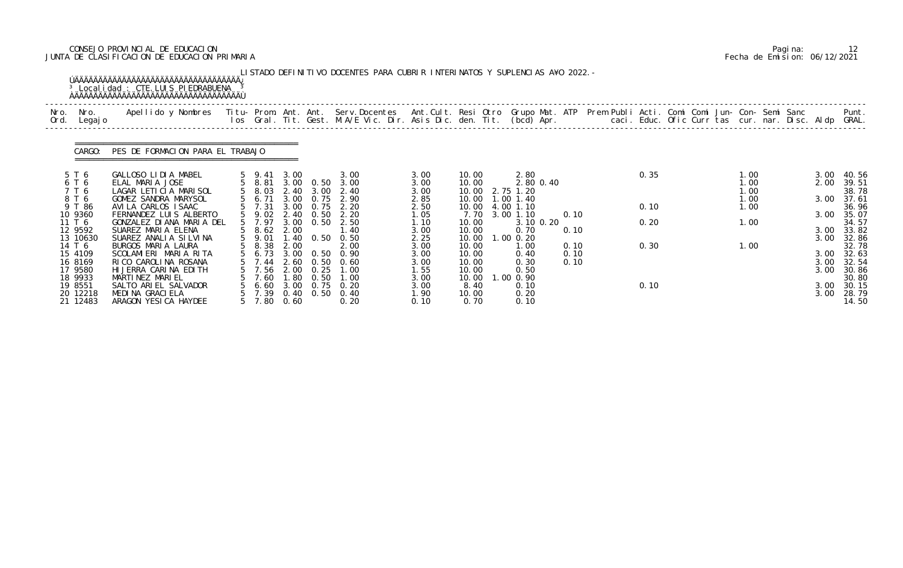CONSEJO PROVINCIAL DE EDUCACION
JUNTA DE CLASIFICACION DE EDUCACION PRIMARIA

Fecha de Emision: 06/12/2021

LISTADO DEFINITIVO DOCENTES PARA CUBRIR INTERINATOS Y SUPLENCIAS A¥O 2022.-

Localidad : CTE. LUIS PIEDRABUENA

CARGO: PES DE FORMACION PARA EL TRABAJO

| Nro. Ord. | Nro. Legajo | Apellido y Nombres | Titu-los | Prom. Gral. | Ant. Tit. | Ant. Gest. | Serv.Docentes M.A/E Vic. Dir. | Ant.Cult. Asis Dic. | Resi den. | Otro Tit. | Grupo Mat. (bcd) | ATP Apr. | Prem Publi caci. | Acti. Educ. | Comi Ofic | Comi Curr | Jun- tas | Con- cur. | Semi nar. | Sanc Disc. | Aldp | Punt. GRAL. |
|---|---|---|---|---|---|---|---|---|---|---|---|---|---|---|---|---|---|---|---|---|---|---|
| 5 | T 6 | GALLOSO LIDIA MABEL | 5 | 9.41 | 3.00 | | 3.00 | 3.00 | 10.00 | | 2.80 | | | 0.35 | | | | 1.00 | | | 3.00 | 40.56 |
| 6 | T 6 | ELAL MARIA JOSE | 5 | 8.81 | 3.00 | 0.50 | 3.00 | 3.00 | 10.00 | | 2.80 0.40 | | | | | | | 1.00 | | | 2.00 | 39.51 |
| 7 | T 6 | LAGAR LETICIA MARISOL | 5 | 8.03 | 2.40 | 3.00 | 2.40 | 3.00 | 10.00 | 2.75 | 1.20 | | | | | | | 1.00 | | | | 38.78 |
| 8 | T 6 | GOMEZ SANDRA MARYSOL | 5 | 6.71 | 3.00 | 0.75 | 2.90 | 2.85 | 10.00 | 1.00 | 1.40 | | | | | | | 1.00 | | | 3.00 | 37.61 |
| 9 | T 86 | AVILA CARLOS ISAAC | 5 | 7.31 | 3.00 | 0.75 | 2.20 | 2.50 | 10.00 | 4.00 | 1.10 | | | 0.10 | | | | 1.00 | | | | 36.96 |
| 10 | 9360 | FERNANDEZ LUIS ALBERTO | 5 | 9.02 | 2.40 | 0.50 | 2.20 | 1.05 | 7.70 | 3.00 | 1.10 | 0.10 | | | | | | | | | 3.00 | 35.07 |
| 11 | T 6 | GONZALEZ DIANA MARIA DEL | 5 | 7.97 | 3.00 | 0.50 | 2.50 | 1.10 | 10.00 | | 3.10 0.20 | | | 0.20 | | | | 1.00 | | | | 34.57 |
| 12 | 9592 | SUAREZ MARIA ELENA | 5 | 8.62 | 2.00 | | 1.40 | 3.00 | 10.00 | | 0.70 | 0.10 | | | | | | | | | 3.00 | 33.82 |
| 13 | 10630 | SUAREZ ANALIA SILVINA | 5 | 9.01 | 1.40 | 0.50 | 0.50 | 2.25 | 10.00 | 1.00 | 0.20 | | | | | | | | | | 3.00 | 32.86 |
| 14 | T 6 | BURGOS MARIA LAURA | 5 | 8.38 | 2.00 | | 2.00 | 3.00 | 10.00 | | 1.00 | 0.10 | | 0.30 | | | | 1.00 | | | | 32.78 |
| 15 | 4109 | SCOLAMIERI MARIA RITA | 5 | 6.73 | 3.00 | 0.50 | 0.90 | 3.00 | 10.00 | | 0.40 | 0.10 | | | | | | | | | 3.00 | 32.63 |
| 16 | 8169 | RICO CAROLINA ROSANA | 5 | 7.44 | 2.60 | 0.50 | 0.60 | 3.00 | 10.00 | | 0.30 | 0.10 | | | | | | | | | 3.00 | 32.54 |
| 17 | 9580 | HIJERRA CARINA EDITH | 5 | 7.56 | 2.00 | 0.25 | 1.00 | 1.55 | 10.00 | | 0.50 | | | | | | | | | | 3.00 | 30.86 |
| 18 | 9933 | MARTINEZ MARIEL | 5 | 7.60 | 1.80 | 0.50 | 1.00 | 3.00 | 10.00 | 1.00 | 0.90 | | | | | | | | | | | 30.80 |
| 19 | 8551 | SALTO ARIEL SALVADOR | 5 | 6.60 | 3.00 | 0.75 | 0.20 | 3.00 | 8.40 | | 0.10 | | | 0.10 | | | | | | | 3.00 | 30.15 |
| 20 | 12218 | MEDINA GRACIELA | 5 | 7.39 | 0.40 | 0.50 | 0.40 | 1.90 | 10.00 | | 0.20 | | | | | | | | | | 3.00 | 28.79 |
| 21 | 12483 | ARAGON YESICA HAYDEE | 5 | 7.80 | 0.60 | | 0.20 | 0.10 | 0.70 | | 0.10 | | | | | | | | | | | 14.50 |